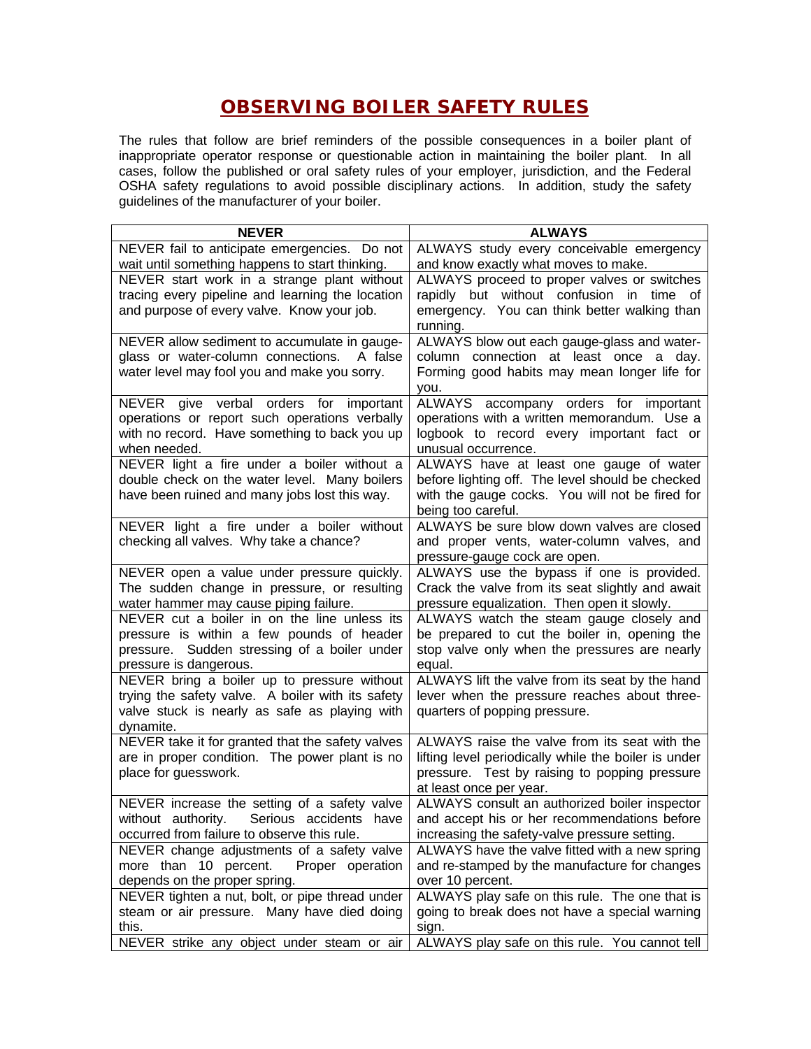# OBSERVING BOILER SAFETY RULES

The rules that follow are brief reminders of the possible consequences in a boiler plant of inappropriate operator response or questionable action in maintaining the boiler plant. In all cases, follow the published or oral safety rules of your employer, jurisdiction, and the Federal OSHA safety regulations to avoid possible disciplinary actions. In addition, study the safety guidelines of the manufacturer of your boiler.

| NEVER | ALWAYS |
|---|---|
| NEVER fail to anticipate emergencies. Do not wait until something happens to start thinking. | ALWAYS study every conceivable emergency and know exactly what moves to make. |
| NEVER start work in a strange plant without tracing every pipeline and learning the location and purpose of every valve. Know your job. | ALWAYS proceed to proper valves or switches rapidly but without confusion in time of emergency. You can think better walking than running. |
| NEVER allow sediment to accumulate in gauge-glass or water-column connections. A false water level may fool you and make you sorry. | ALWAYS blow out each gauge-glass and water-column connection at least once a day. Forming good habits may mean longer life for you. |
| NEVER give verbal orders for important operations or report such operations verbally with no record. Have something to back you up when needed. | ALWAYS accompany orders for important operations with a written memorandum. Use a logbook to record every important fact or unusual occurrence. |
| NEVER light a fire under a boiler without a double check on the water level. Many boilers have been ruined and many jobs lost this way. | ALWAYS have at least one gauge of water before lighting off. The level should be checked with the gauge cocks. You will not be fired for being too careful. |
| NEVER light a fire under a boiler without checking all valves. Why take a chance? | ALWAYS be sure blow down valves are closed and proper vents, water-column valves, and pressure-gauge cock are open. |
| NEVER open a value under pressure quickly. The sudden change in pressure, or resulting water hammer may cause piping failure. | ALWAYS use the bypass if one is provided. Crack the valve from its seat slightly and await pressure equalization. Then open it slowly. |
| NEVER cut a boiler in on the line unless its pressure is within a few pounds of header pressure. Sudden stressing of a boiler under pressure is dangerous. | ALWAYS watch the steam gauge closely and be prepared to cut the boiler in, opening the stop valve only when the pressures are nearly equal. |
| NEVER bring a boiler up to pressure without trying the safety valve. A boiler with its safety valve stuck is nearly as safe as playing with dynamite. | ALWAYS lift the valve from its seat by the hand lever when the pressure reaches about three-quarters of popping pressure. |
| NEVER take it for granted that the safety valves are in proper condition. The power plant is no place for guesswork. | ALWAYS raise the valve from its seat with the lifting level periodically while the boiler is under pressure. Test by raising to popping pressure at least once per year. |
| NEVER increase the setting of a safety valve without authority. Serious accidents have occurred from failure to observe this rule. | ALWAYS consult an authorized boiler inspector and accept his or her recommendations before increasing the safety-valve pressure setting. |
| NEVER change adjustments of a safety valve more than 10 percent. Proper operation depends on the proper spring. | ALWAYS have the valve fitted with a new spring and re-stamped by the manufacture for changes over 10 percent. |
| NEVER tighten a nut, bolt, or pipe thread under steam or air pressure. Many have died doing this. | ALWAYS play safe on this rule. The one that is going to break does not have a special warning sign. |
| NEVER strike any object under steam or air | ALWAYS play safe on this rule. You cannot tell |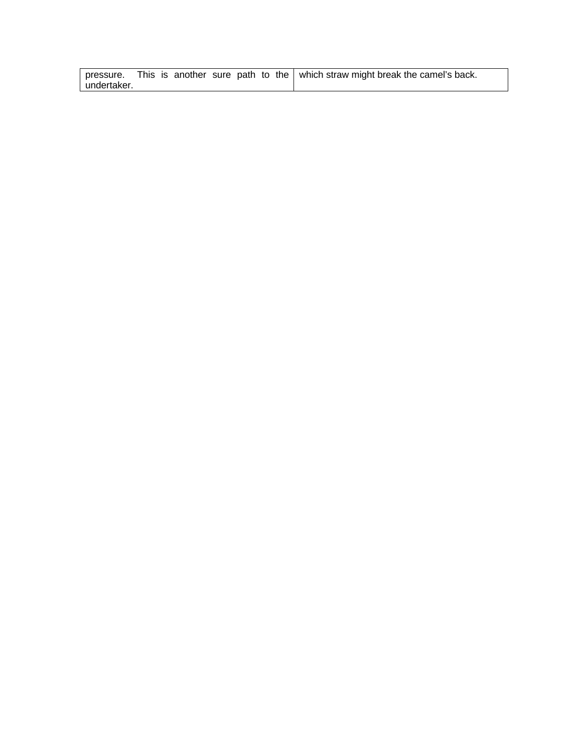| pressure. This is another sure path to the undertaker. | which straw might break the camel's back. |
| --- | --- |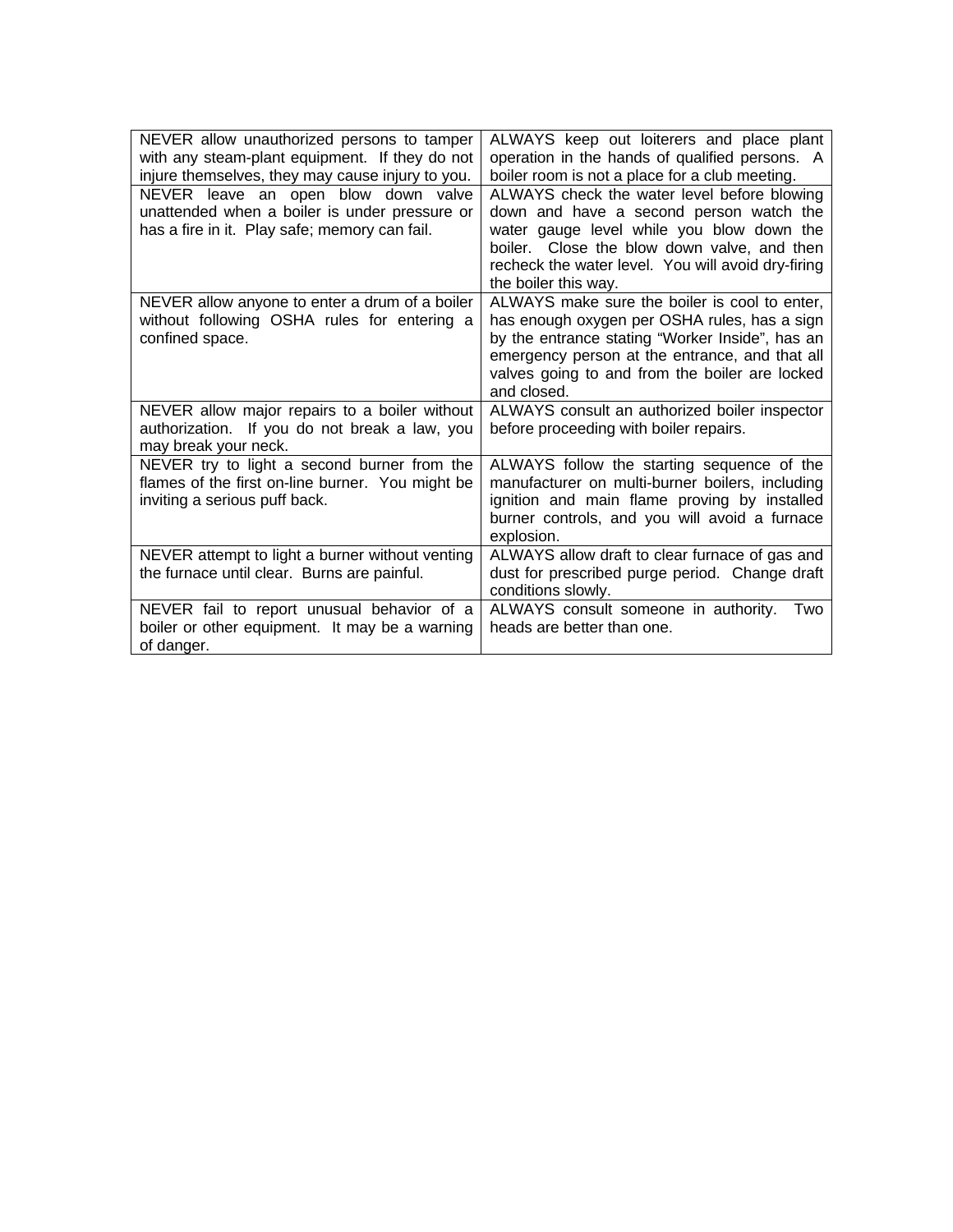| NEVER | ALWAYS |
|---|---|
| NEVER allow unauthorized persons to tamper with any steam-plant equipment. If they do not injure themselves, they may cause injury to you. | ALWAYS keep out loiterers and place plant operation in the hands of qualified persons. A boiler room is not a place for a club meeting. |
| NEVER leave an open blow down valve unattended when a boiler is under pressure or has a fire in it. Play safe; memory can fail. | ALWAYS check the water level before blowing down and have a second person watch the water gauge level while you blow down the boiler. Close the blow down valve, and then recheck the water level. You will avoid dry-firing the boiler this way. |
| NEVER allow anyone to enter a drum of a boiler without following OSHA rules for entering a confined space. | ALWAYS make sure the boiler is cool to enter, has enough oxygen per OSHA rules, has a sign by the entrance stating "Worker Inside", has an emergency person at the entrance, and that all valves going to and from the boiler are locked and closed. |
| NEVER allow major repairs to a boiler without authorization. If you do not break a law, you may break your neck. | ALWAYS consult an authorized boiler inspector before proceeding with boiler repairs. |
| NEVER try to light a second burner from the flames of the first on-line burner. You might be inviting a serious puff back. | ALWAYS follow the starting sequence of the manufacturer on multi-burner boilers, including ignition and main flame proving by installed burner controls, and you will avoid a furnace explosion. |
| NEVER attempt to light a burner without venting the furnace until clear. Burns are painful. | ALWAYS allow draft to clear furnace of gas and dust for prescribed purge period. Change draft conditions slowly. |
| NEVER fail to report unusual behavior of a boiler or other equipment. It may be a warning of danger. | ALWAYS consult someone in authority. Two heads are better than one. |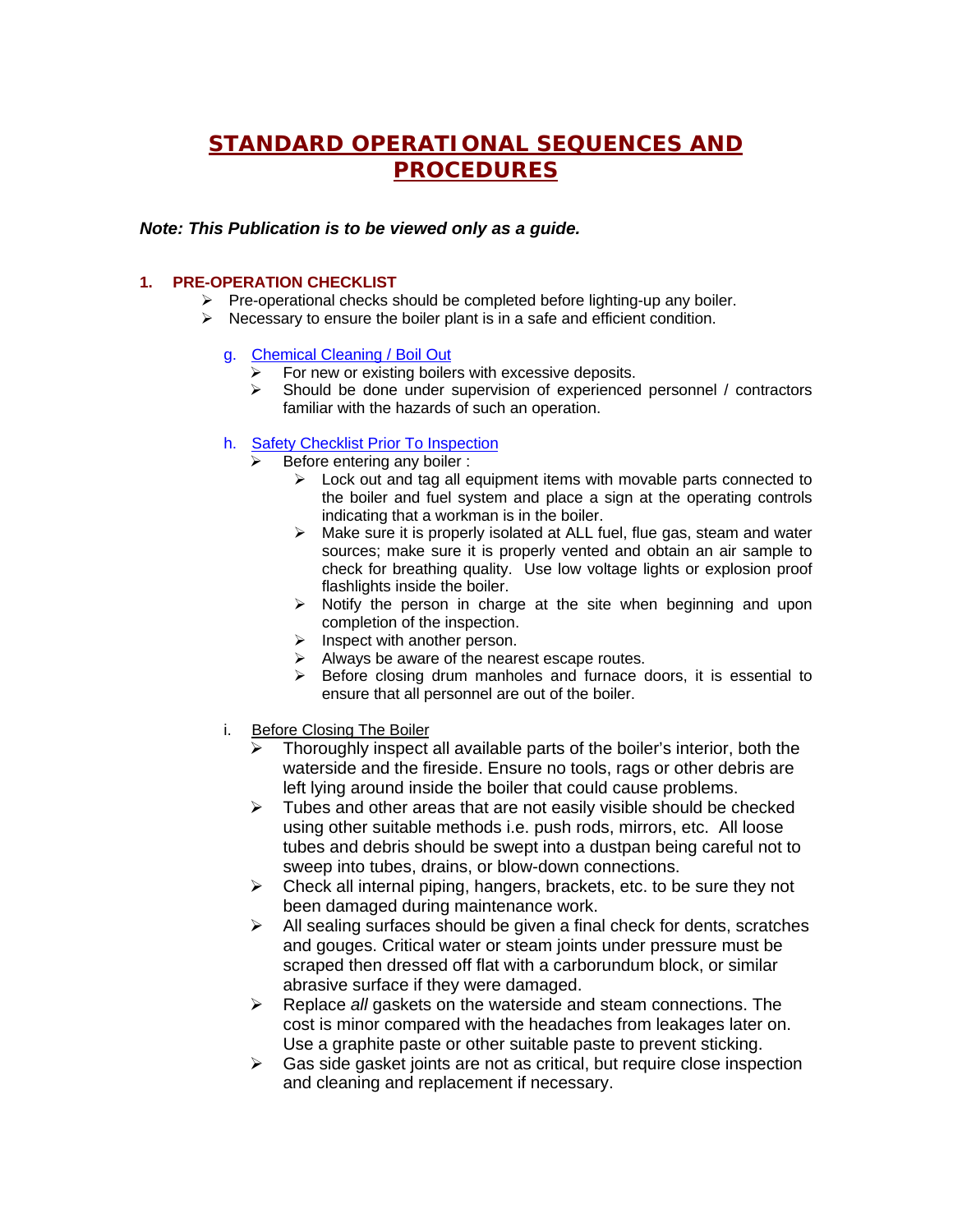# STANDARD OPERATIONAL SEQUENCES AND PROCEDURES

***Note: This Publication is to be viewed only as a guide.***

## 1. PRE-OPERATION CHECKLIST

- Pre-operational checks should be completed before lighting-up any boiler.
- Necessary to ensure the boiler plant is in a safe and efficient condition.

### g. Chemical Cleaning / Boil Out

- For new or existing boilers with excessive deposits.
- Should be done under supervision of experienced personnel / contractors familiar with the hazards of such an operation.

### h. Safety Checklist Prior To Inspection

- Before entering any boiler :
  - Lock out and tag all equipment items with movable parts connected to the boiler and fuel system and place a sign at the operating controls indicating that a workman is in the boiler.
  - Make sure it is properly isolated at ALL fuel, flue gas, steam and water sources; make sure it is properly vented and obtain an air sample to check for breathing quality. Use low voltage lights or explosion proof flashlights inside the boiler.
  - Notify the person in charge at the site when beginning and upon completion of the inspection.
  - Inspect with another person.
  - Always be aware of the nearest escape routes.
  - Before closing drum manholes and furnace doors, it is essential to ensure that all personnel are out of the boiler.

### i. Before Closing The Boiler

- Thoroughly inspect all available parts of the boiler's interior, both the waterside and the fireside. Ensure no tools, rags or other debris are left lying around inside the boiler that could cause problems.
- Tubes and other areas that are not easily visible should be checked using other suitable methods i.e. push rods, mirrors, etc. All loose tubes and debris should be swept into a dustpan being careful not to sweep into tubes, drains, or blow-down connections.
- Check all internal piping, hangers, brackets, etc. to be sure they not been damaged during maintenance work.
- All sealing surfaces should be given a final check for dents, scratches and gouges. Critical water or steam joints under pressure must be scraped then dressed off flat with a carborundum block, or similar abrasive surface if they were damaged.
- Replace *all* gaskets on the waterside and steam connections. The cost is minor compared with the headaches from leakages later on. Use a graphite paste or other suitable paste to prevent sticking.
- Gas side gasket joints are not as critical, but require close inspection and cleaning and replacement if necessary.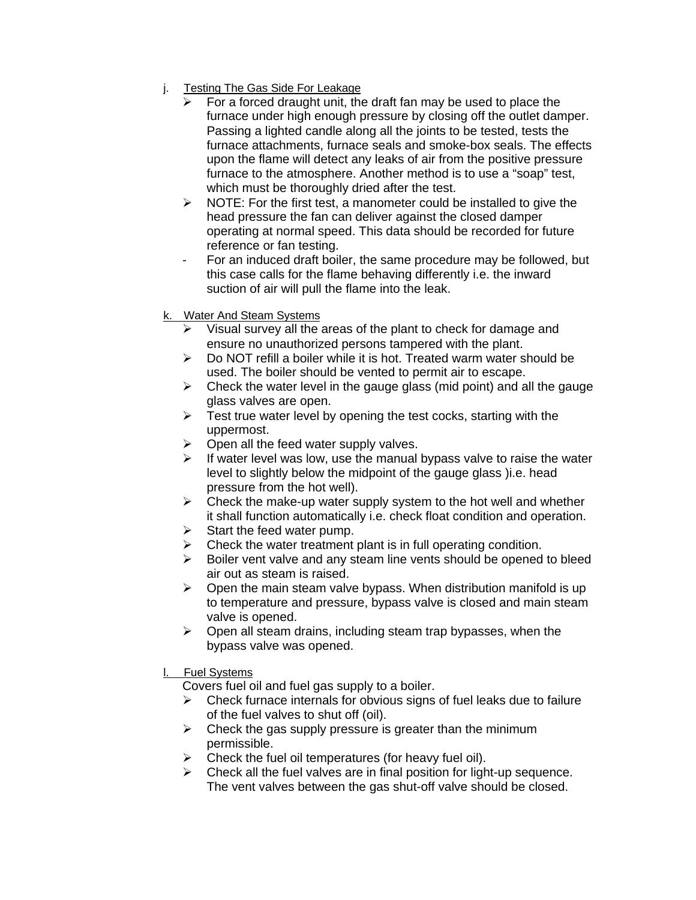j. Testing The Gas Side For Leakage

- For a forced draught unit, the draft fan may be used to place the furnace under high enough pressure by closing off the outlet damper. Passing a lighted candle along all the joints to be tested, tests the furnace attachments, furnace seals and smoke-box seals. The effects upon the flame will detect any leaks of air from the positive pressure furnace to the atmosphere. Another method is to use a “soap” test, which must be thoroughly dried after the test.
- NOTE: For the first test, a manometer could be installed to give the head pressure the fan can deliver against the closed damper operating at normal speed. This data should be recorded for future reference or fan testing.
- For an induced draft boiler, the same procedure may be followed, but this case calls for the flame behaving differently i.e. the inward suction of air will pull the flame into the leak.

k. Water And Steam Systems

- Visual survey all the areas of the plant to check for damage and ensure no unauthorized persons tampered with the plant.
- Do NOT refill a boiler while it is hot. Treated warm water should be used. The boiler should be vented to permit air to escape.
- Check the water level in the gauge glass (mid point) and all the gauge glass valves are open.
- Test true water level by opening the test cocks, starting with the uppermost.
- Open all the feed water supply valves.
- If water level was low, use the manual bypass valve to raise the water level to slightly below the midpoint of the gauge glass )i.e. head pressure from the hot well).
- Check the make-up water supply system to the hot well and whether it shall function automatically i.e. check float condition and operation.
- Start the feed water pump.
- Check the water treatment plant is in full operating condition.
- Boiler vent valve and any steam line vents should be opened to bleed air out as steam is raised.
- Open the main steam valve bypass. When distribution manifold is up to temperature and pressure, bypass valve is closed and main steam valve is opened.
- Open all steam drains, including steam trap bypasses, when the bypass valve was opened.

l. Fuel Systems

Covers fuel oil and fuel gas supply to a boiler.

- Check furnace internals for obvious signs of fuel leaks due to failure of the fuel valves to shut off (oil).
- Check the gas supply pressure is greater than the minimum permissible.
- Check the fuel oil temperatures (for heavy fuel oil).
- Check all the fuel valves are in final position for light-up sequence. The vent valves between the gas shut-off valve should be closed.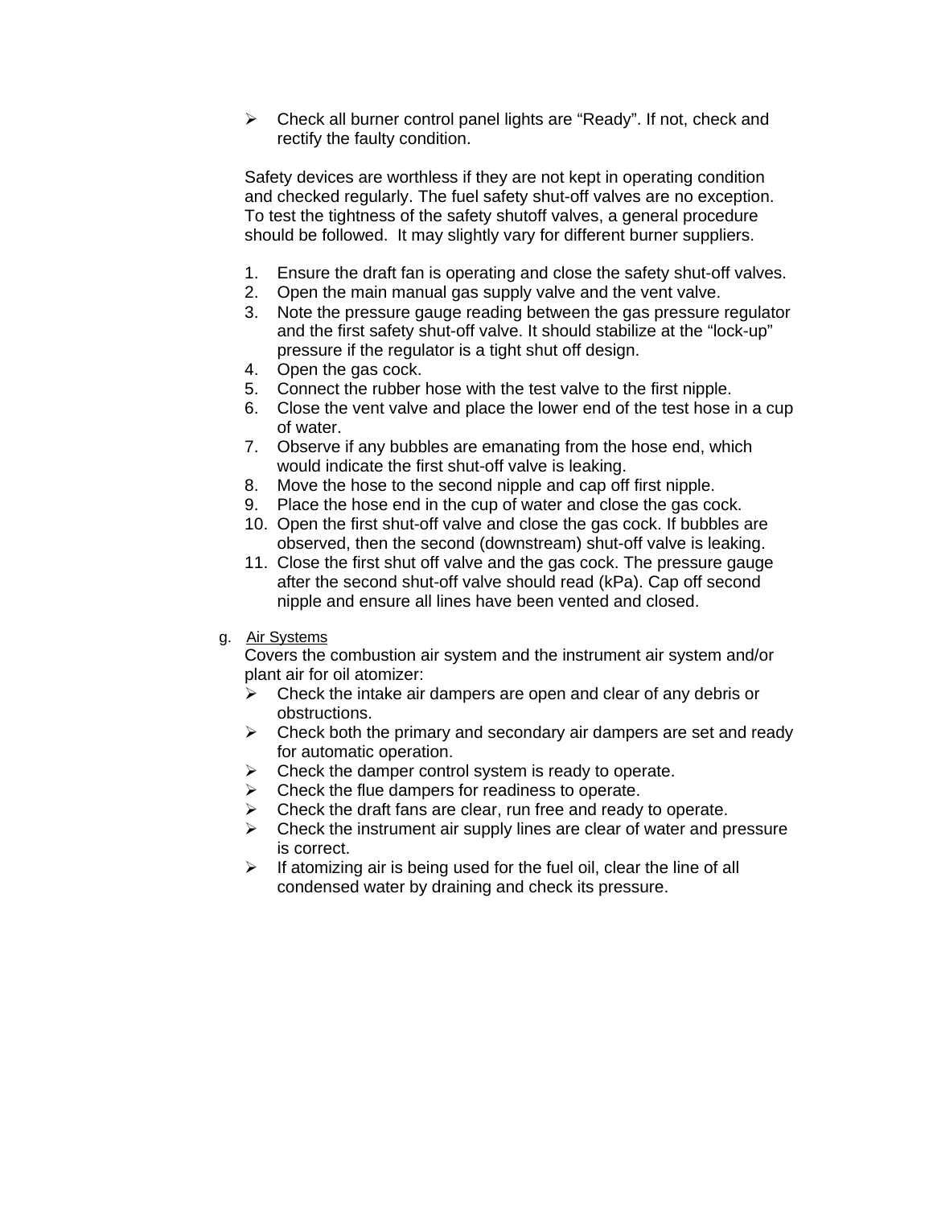- Check all burner control panel lights are "Ready". If not, check and rectify the faulty condition.

Safety devices are worthless if they are not kept in operating condition and checked regularly. The fuel safety shut-off valves are no exception. To test the tightness of the safety shutoff valves, a general procedure should be followed. It may slightly vary for different burner suppliers.

1. Ensure the draft fan is operating and close the safety shut-off valves.
2. Open the main manual gas supply valve and the vent valve.
3. Note the pressure gauge reading between the gas pressure regulator and the first safety shut-off valve. It should stabilize at the "lock-up" pressure if the regulator is a tight shut off design.
4. Open the gas cock.
5. Connect the rubber hose with the test valve to the first nipple.
6. Close the vent valve and place the lower end of the test hose in a cup of water.
7. Observe if any bubbles are emanating from the hose end, which would indicate the first shut-off valve is leaking.
8. Move the hose to the second nipple and cap off first nipple.
9. Place the hose end in the cup of water and close the gas cock.
10. Open the first shut-off valve and close the gas cock. If bubbles are observed, then the second (downstream) shut-off valve is leaking.
11. Close the first shut off valve and the gas cock. The pressure gauge after the second shut-off valve should read (kPa). Cap off second nipple and ensure all lines have been vented and closed.

g. Air Systems

Covers the combustion air system and the instrument air system and/or plant air for oil atomizer:

- Check the intake air dampers are open and clear of any debris or obstructions.
- Check both the primary and secondary air dampers are set and ready for automatic operation.
- Check the damper control system is ready to operate.
- Check the flue dampers for readiness to operate.
- Check the draft fans are clear, run free and ready to operate.
- Check the instrument air supply lines are clear of water and pressure is correct.
- If atomizing air is being used for the fuel oil, clear the line of all condensed water by draining and check its pressure.